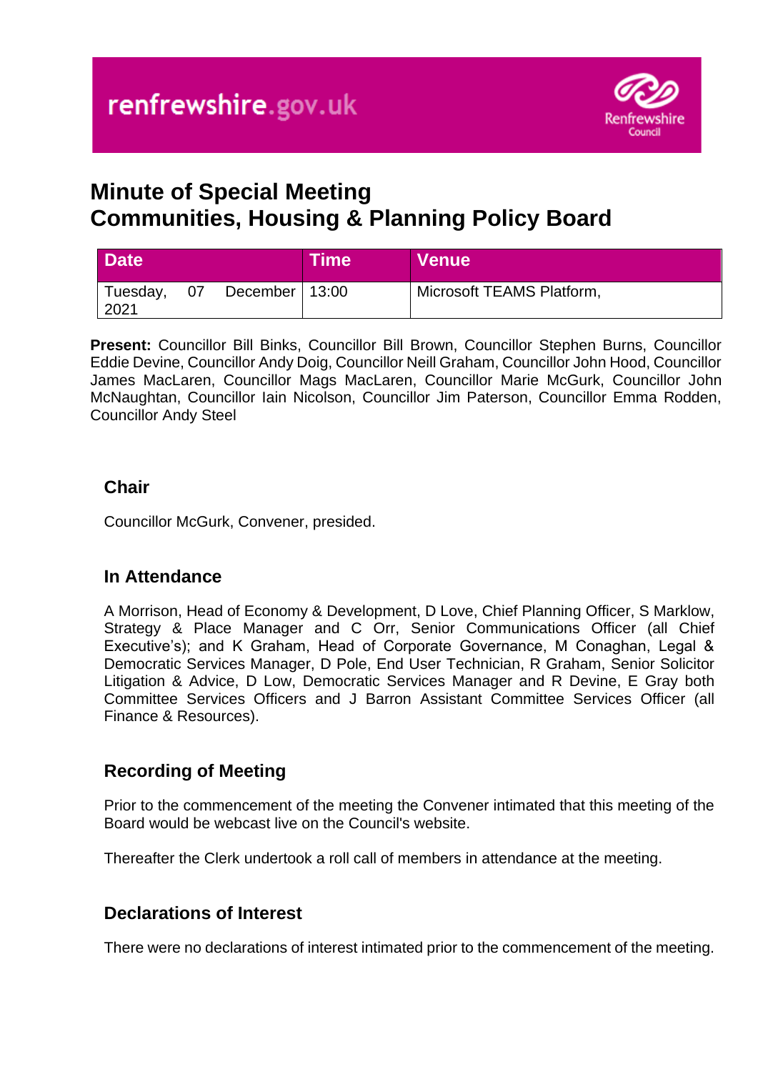renfrewshire.gov.uk

# Minute of Special Meeting
# Communities, Housing & Planning Policy Board

| Date | Time | Venue |
|---|---|---|
| Tuesday, 07 December 2021 | 13:00 | Microsoft TEAMS Platform, |

**Present:** Councillor Bill Binks, Councillor Bill Brown, Councillor Stephen Burns, Councillor Eddie Devine, Councillor Andy Doig, Councillor Neill Graham, Councillor John Hood, Councillor James MacLaren, Councillor Mags MacLaren, Councillor Marie McGurk, Councillor John McNaughtan, Councillor Iain Nicolson, Councillor Jim Paterson, Councillor Emma Rodden, Councillor Andy Steel

## Chair

Councillor McGurk, Convener, presided.

## In Attendance

A Morrison, Head of Economy & Development, D Love, Chief Planning Officer, S Marklow, Strategy & Place Manager and C Orr, Senior Communications Officer (all Chief Executive's); and K Graham, Head of Corporate Governance, M Conaghan, Legal & Democratic Services Manager, D Pole, End User Technician, R Graham, Senior Solicitor Litigation & Advice, D Low, Democratic Services Manager and R Devine, E Gray both Committee Services Officers and J Barron Assistant Committee Services Officer (all Finance & Resources).

## Recording of Meeting

Prior to the commencement of the meeting the Convener intimated that this meeting of the Board would be webcast live on the Council's website.

Thereafter the Clerk undertook a roll call of members in attendance at the meeting.

## Declarations of Interest

There were no declarations of interest intimated prior to the commencement of the meeting.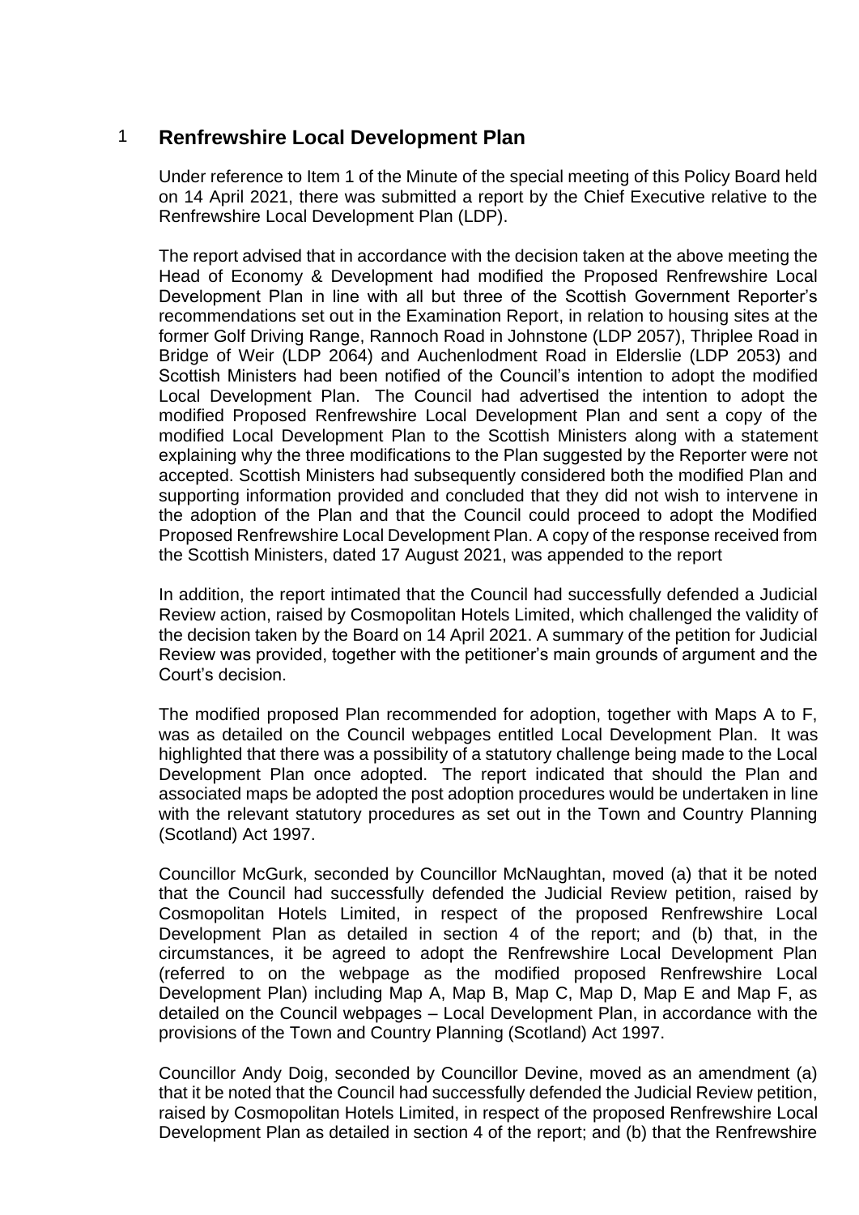## 1 Renfrewshire Local Development Plan

Under reference to Item 1 of the Minute of the special meeting of this Policy Board held on 14 April 2021, there was submitted a report by the Chief Executive relative to the Renfrewshire Local Development Plan (LDP).

The report advised that in accordance with the decision taken at the above meeting the Head of Economy & Development had modified the Proposed Renfrewshire Local Development Plan in line with all but three of the Scottish Government Reporter's recommendations set out in the Examination Report, in relation to housing sites at the former Golf Driving Range, Rannoch Road in Johnstone (LDP 2057), Thriplee Road in Bridge of Weir (LDP 2064) and Auchenlodment Road in Elderslie (LDP 2053) and Scottish Ministers had been notified of the Council's intention to adopt the modified Local Development Plan. The Council had advertised the intention to adopt the modified Proposed Renfrewshire Local Development Plan and sent a copy of the modified Local Development Plan to the Scottish Ministers along with a statement explaining why the three modifications to the Plan suggested by the Reporter were not accepted. Scottish Ministers had subsequently considered both the modified Plan and supporting information provided and concluded that they did not wish to intervene in the adoption of the Plan and that the Council could proceed to adopt the Modified Proposed Renfrewshire Local Development Plan. A copy of the response received from the Scottish Ministers, dated 17 August 2021, was appended to the report

In addition, the report intimated that the Council had successfully defended a Judicial Review action, raised by Cosmopolitan Hotels Limited, which challenged the validity of the decision taken by the Board on 14 April 2021. A summary of the petition for Judicial Review was provided, together with the petitioner's main grounds of argument and the Court's decision.

The modified proposed Plan recommended for adoption, together with Maps A to F, was as detailed on the Council webpages entitled Local Development Plan. It was highlighted that there was a possibility of a statutory challenge being made to the Local Development Plan once adopted. The report indicated that should the Plan and associated maps be adopted the post adoption procedures would be undertaken in line with the relevant statutory procedures as set out in the Town and Country Planning (Scotland) Act 1997.

Councillor McGurk, seconded by Councillor McNaughtan, moved (a) that it be noted that the Council had successfully defended the Judicial Review petition, raised by Cosmopolitan Hotels Limited, in respect of the proposed Renfrewshire Local Development Plan as detailed in section 4 of the report; and (b) that, in the circumstances, it be agreed to adopt the Renfrewshire Local Development Plan (referred to on the webpage as the modified proposed Renfrewshire Local Development Plan) including Map A, Map B, Map C, Map D, Map E and Map F, as detailed on the Council webpages – Local Development Plan, in accordance with the provisions of the Town and Country Planning (Scotland) Act 1997.

Councillor Andy Doig, seconded by Councillor Devine, moved as an amendment (a) that it be noted that the Council had successfully defended the Judicial Review petition, raised by Cosmopolitan Hotels Limited, in respect of the proposed Renfrewshire Local Development Plan as detailed in section 4 of the report; and (b) that the Renfrewshire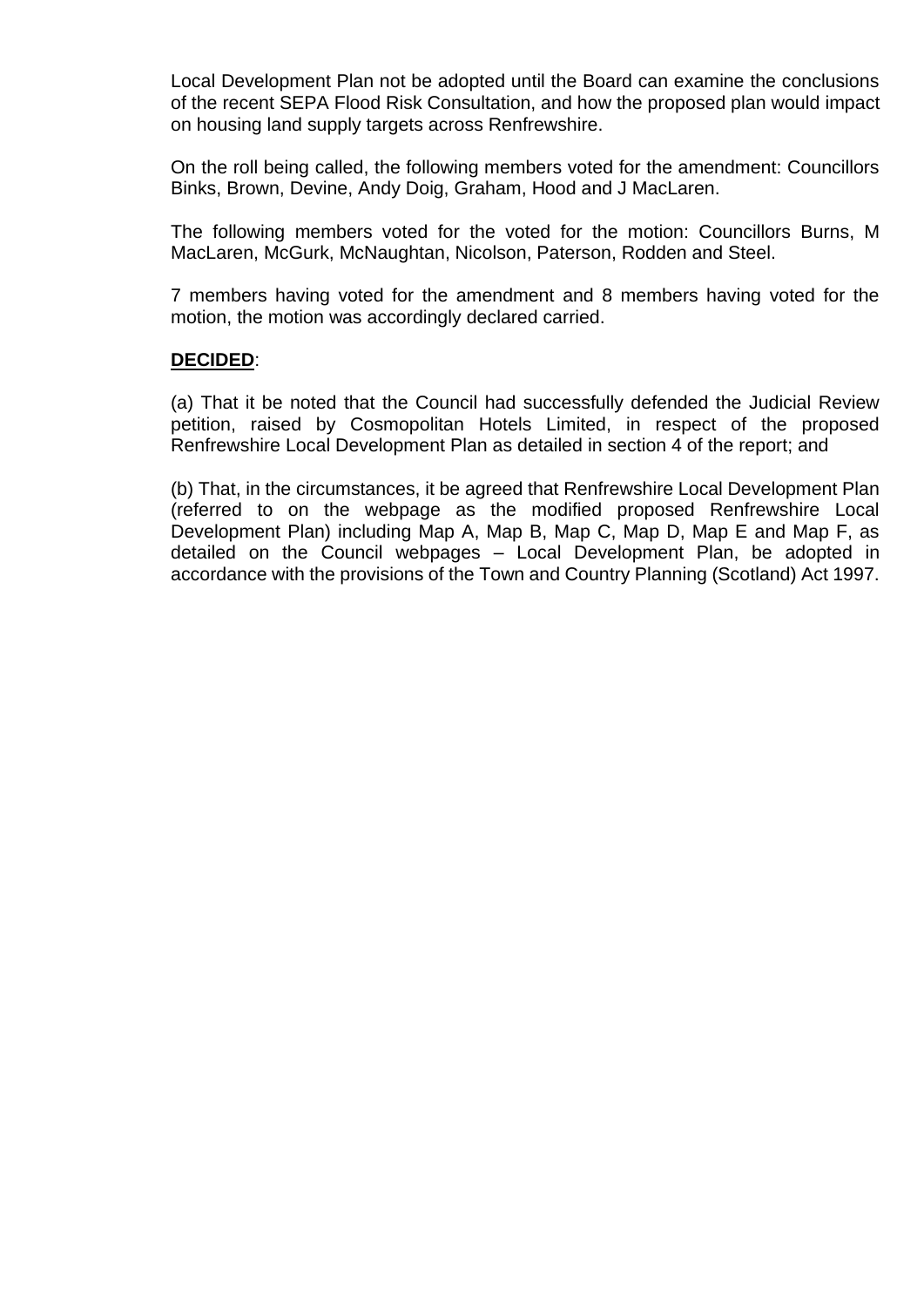Local Development Plan not be adopted until the Board can examine the conclusions of the recent SEPA Flood Risk Consultation, and how the proposed plan would impact on housing land supply targets across Renfrewshire.

On the roll being called, the following members voted for the amendment: Councillors Binks, Brown, Devine, Andy Doig, Graham, Hood and J MacLaren.

The following members voted for the voted for the motion: Councillors Burns, M MacLaren, McGurk, McNaughtan, Nicolson, Paterson, Rodden and Steel.

7 members having voted for the amendment and 8 members having voted for the motion, the motion was accordingly declared carried.

**DECIDED**:

(a) That it be noted that the Council had successfully defended the Judicial Review petition, raised by Cosmopolitan Hotels Limited, in respect of the proposed Renfrewshire Local Development Plan as detailed in section 4 of the report; and

(b) That, in the circumstances, it be agreed that Renfrewshire Local Development Plan (referred to on the webpage as the modified proposed Renfrewshire Local Development Plan) including Map A, Map B, Map C, Map D, Map E and Map F, as detailed on the Council webpages – Local Development Plan, be adopted in accordance with the provisions of the Town and Country Planning (Scotland) Act 1997.